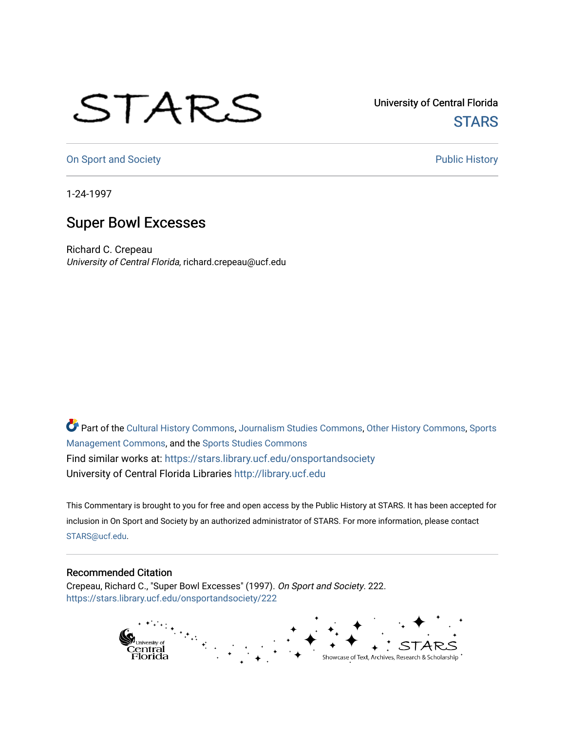University of Central Florida

STARS

On Sport and Society

Public History

1-24-1997

# Super Bowl Excesses

Richard C. Crepeau
*University of Central Florida*, richard.crepeau@ucf.edu

Part of the Cultural History Commons, Journalism Studies Commons, Other History Commons, Sports Management Commons, and the Sports Studies Commons
Find similar works at: https://stars.library.ucf.edu/onsportandsociety
University of Central Florida Libraries http://library.ucf.edu

This Commentary is brought to you for free and open access by the Public History at STARS. It has been accepted for inclusion in On Sport and Society by an authorized administrator of STARS. For more information, please contact STARS@ucf.edu.

## Recommended Citation

Crepeau, Richard C., "Super Bowl Excesses" (1997). *On Sport and Society*. 222.
https://stars.library.ucf.edu/onsportandsociety/222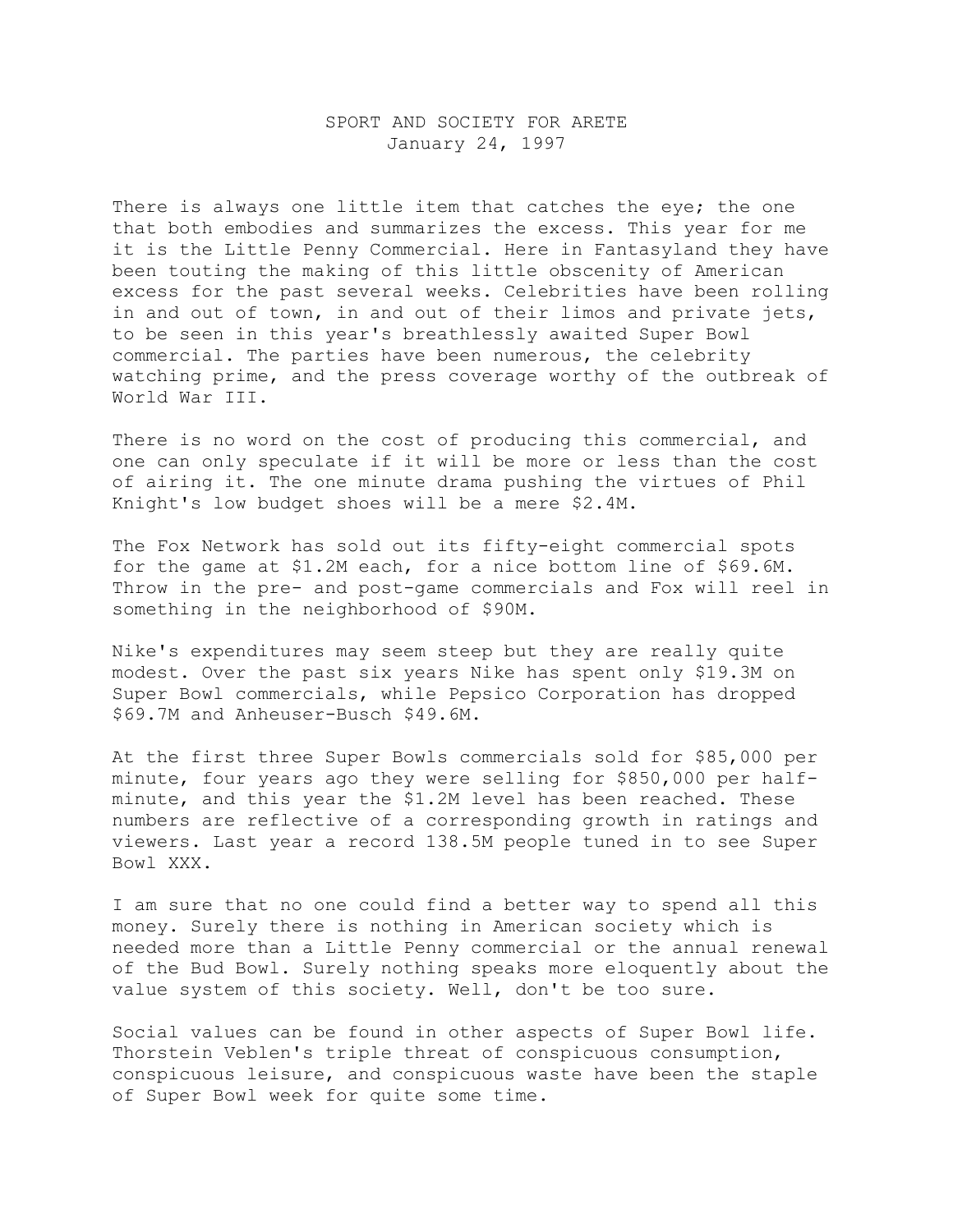SPORT AND SOCIETY FOR ARETE
January 24, 1997

There is always one little item that catches the eye; the one that both embodies and summarizes the excess. This year for me it is the Little Penny Commercial. Here in Fantasyland they have been touting the making of this little obscenity of American excess for the past several weeks. Celebrities have been rolling in and out of town, in and out of their limos and private jets, to be seen in this year's breathlessly awaited Super Bowl commercial. The parties have been numerous, the celebrity watching prime, and the press coverage worthy of the outbreak of World War III.

There is no word on the cost of producing this commercial, and one can only speculate if it will be more or less than the cost of airing it. The one minute drama pushing the virtues of Phil Knight's low budget shoes will be a mere $2.4M.

The Fox Network has sold out its fifty-eight commercial spots for the game at $1.2M each, for a nice bottom line of $69.6M. Throw in the pre- and post-game commercials and Fox will reel in something in the neighborhood of $90M.

Nike's expenditures may seem steep but they are really quite modest. Over the past six years Nike has spent only $19.3M on Super Bowl commercials, while Pepsico Corporation has dropped $69.7M and Anheuser-Busch $49.6M.

At the first three Super Bowls commercials sold for $85,000 per minute, four years ago they were selling for $850,000 per half-minute, and this year the $1.2M level has been reached. These numbers are reflective of a corresponding growth in ratings and viewers. Last year a record 138.5M people tuned in to see Super Bowl XXX.

I am sure that no one could find a better way to spend all this money. Surely there is nothing in American society which is needed more than a Little Penny commercial or the annual renewal of the Bud Bowl. Surely nothing speaks more eloquently about the value system of this society. Well, don't be too sure.

Social values can be found in other aspects of Super Bowl life. Thorstein Veblen's triple threat of conspicuous consumption, conspicuous leisure, and conspicuous waste have been the staple of Super Bowl week for quite some time.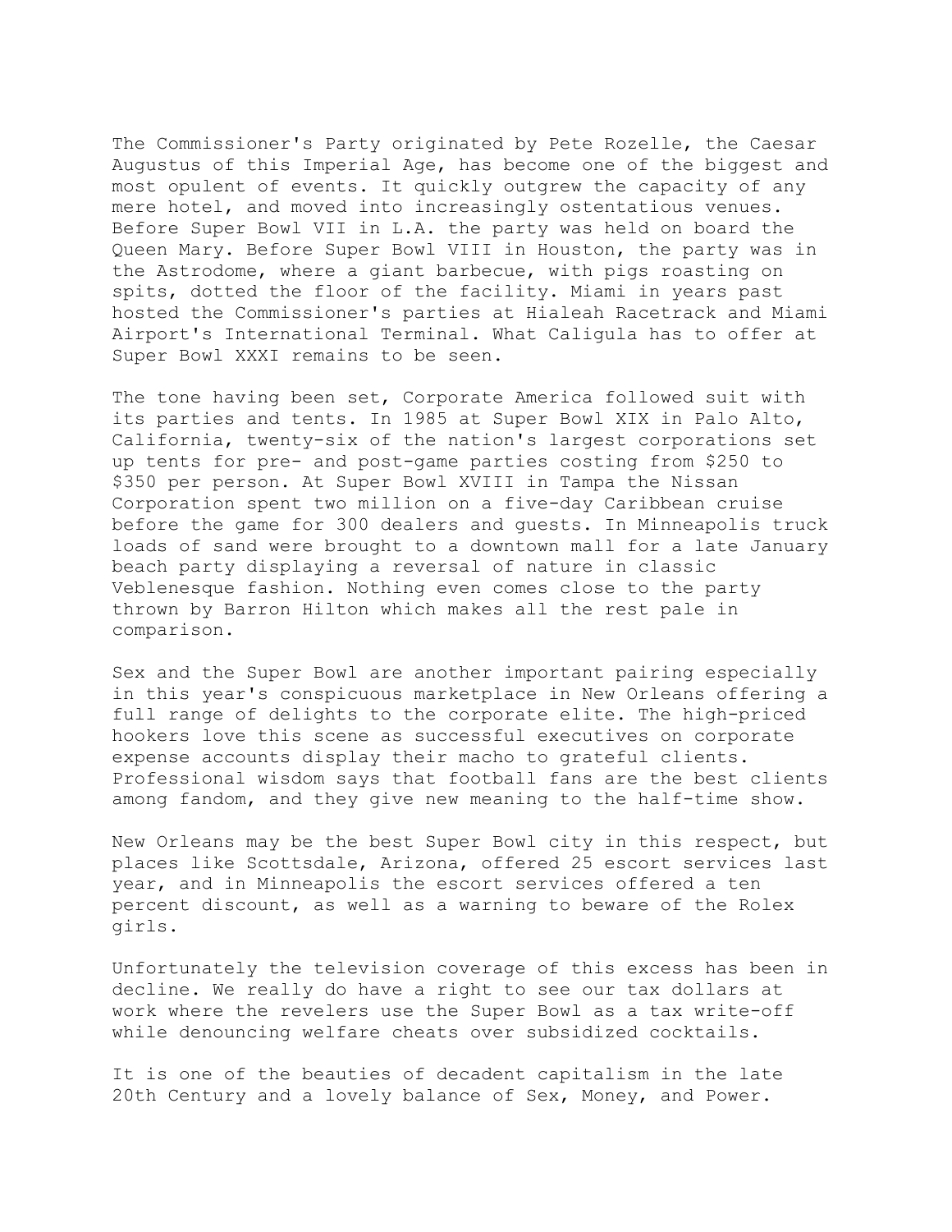The Commissioner's Party originated by Pete Rozelle, the Caesar Augustus of this Imperial Age, has become one of the biggest and most opulent of events. It quickly outgrew the capacity of any mere hotel, and moved into increasingly ostentatious venues. Before Super Bowl VII in L.A. the party was held on board the Queen Mary. Before Super Bowl VIII in Houston, the party was in the Astrodome, where a giant barbecue, with pigs roasting on spits, dotted the floor of the facility. Miami in years past hosted the Commissioner's parties at Hialeah Racetrack and Miami Airport's International Terminal. What Caligula has to offer at Super Bowl XXXI remains to be seen.

The tone having been set, Corporate America followed suit with its parties and tents. In 1985 at Super Bowl XIX in Palo Alto, California, twenty-six of the nation's largest corporations set up tents for pre- and post-game parties costing from $250 to $350 per person. At Super Bowl XVIII in Tampa the Nissan Corporation spent two million on a five-day Caribbean cruise before the game for 300 dealers and guests. In Minneapolis truck loads of sand were brought to a downtown mall for a late January beach party displaying a reversal of nature in classic Veblenesque fashion. Nothing even comes close to the party thrown by Barron Hilton which makes all the rest pale in comparison.

Sex and the Super Bowl are another important pairing especially in this year's conspicuous marketplace in New Orleans offering a full range of delights to the corporate elite. The high-priced hookers love this scene as successful executives on corporate expense accounts display their macho to grateful clients. Professional wisdom says that football fans are the best clients among fandom, and they give new meaning to the half-time show.

New Orleans may be the best Super Bowl city in this respect, but places like Scottsdale, Arizona, offered 25 escort services last year, and in Minneapolis the escort services offered a ten percent discount, as well as a warning to beware of the Rolex girls.

Unfortunately the television coverage of this excess has been in decline. We really do have a right to see our tax dollars at work where the revelers use the Super Bowl as a tax write-off while denouncing welfare cheats over subsidized cocktails.

It is one of the beauties of decadent capitalism in the late 20th Century and a lovely balance of Sex, Money, and Power.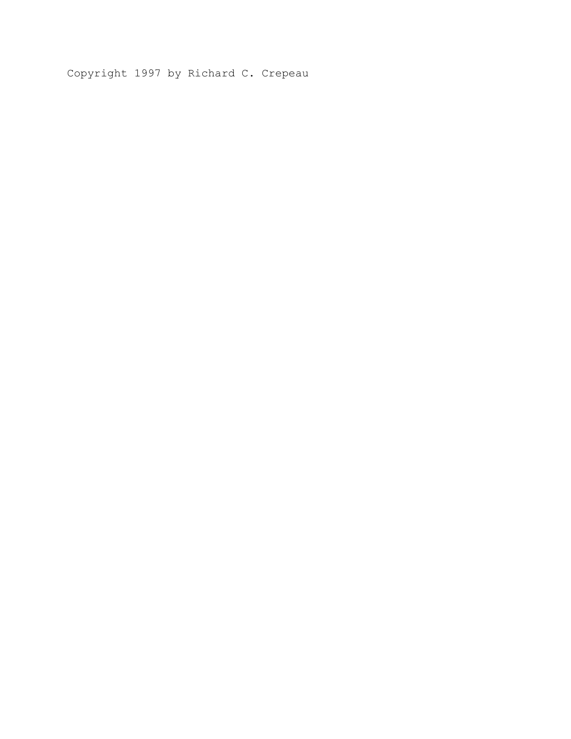Copyright 1997 by Richard C. Crepeau